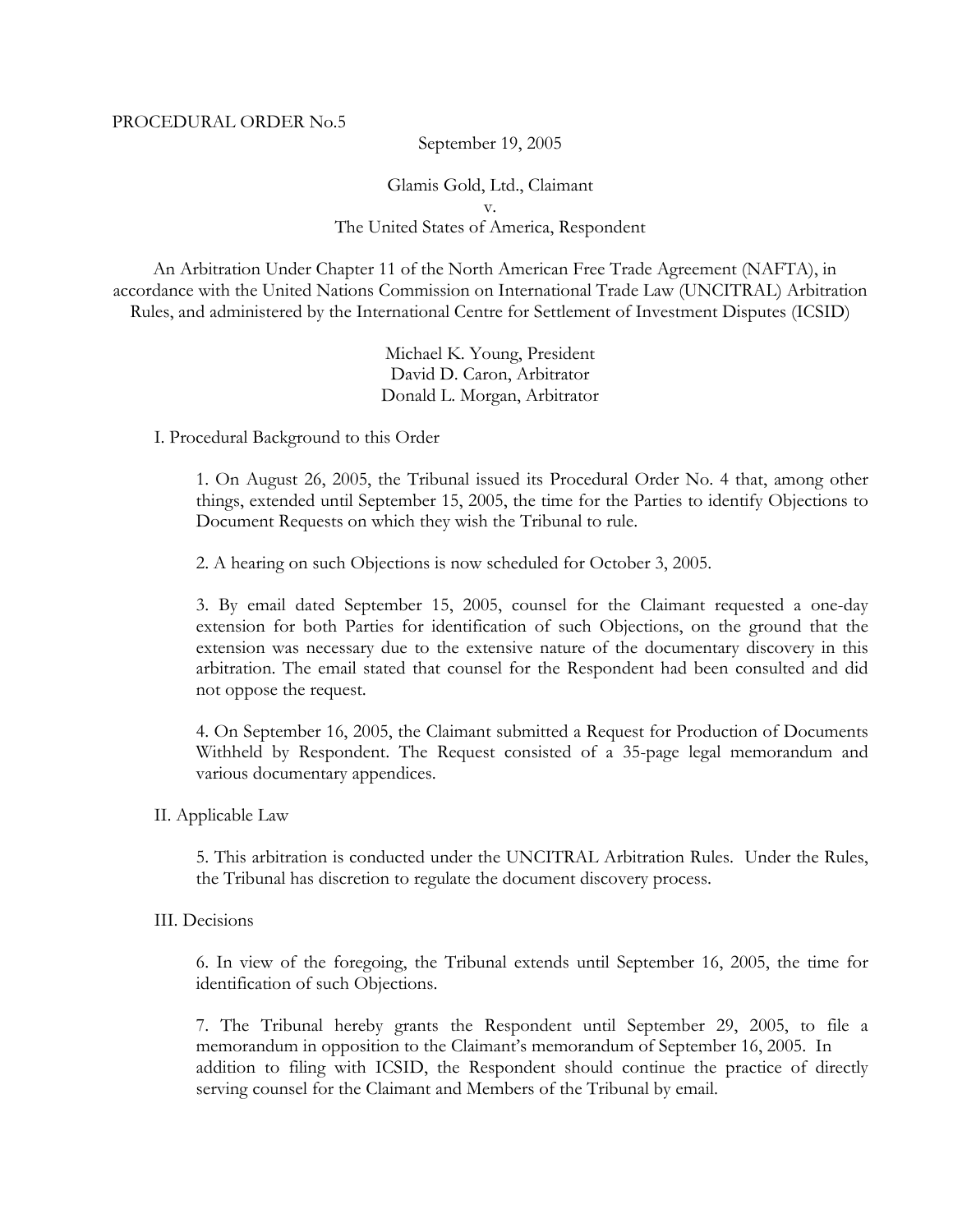PROCEDURAL ORDER No.5

September 19, 2005

Glamis Gold, Ltd., Claimant
v.
The United States of America, Respondent

An Arbitration Under Chapter 11 of the North American Free Trade Agreement (NAFTA), in accordance with the United Nations Commission on International Trade Law (UNCITRAL) Arbitration Rules, and administered by the International Centre for Settlement of Investment Disputes (ICSID)

Michael K. Young, President
David D. Caron, Arbitrator
Donald L. Morgan, Arbitrator

## I. Procedural Background to this Order

1. On August 26, 2005, the Tribunal issued its Procedural Order No. 4 that, among other things, extended until September 15, 2005, the time for the Parties to identify Objections to Document Requests on which they wish the Tribunal to rule.

2. A hearing on such Objections is now scheduled for October 3, 2005.

3. By email dated September 15, 2005, counsel for the Claimant requested a one-day extension for both Parties for identification of such Objections, on the ground that the extension was necessary due to the extensive nature of the documentary discovery in this arbitration. The email stated that counsel for the Respondent had been consulted and did not oppose the request.

4. On September 16, 2005, the Claimant submitted a Request for Production of Documents Withheld by Respondent. The Request consisted of a 35-page legal memorandum and various documentary appendices.

## II. Applicable Law

5. This arbitration is conducted under the UNCITRAL Arbitration Rules. Under the Rules, the Tribunal has discretion to regulate the document discovery process.

## III. Decisions

6. In view of the foregoing, the Tribunal extends until September 16, 2005, the time for identification of such Objections.

7. The Tribunal hereby grants the Respondent until September 29, 2005, to file a memorandum in opposition to the Claimant's memorandum of September 16, 2005. In addition to filing with ICSID, the Respondent should continue the practice of directly serving counsel for the Claimant and Members of the Tribunal by email.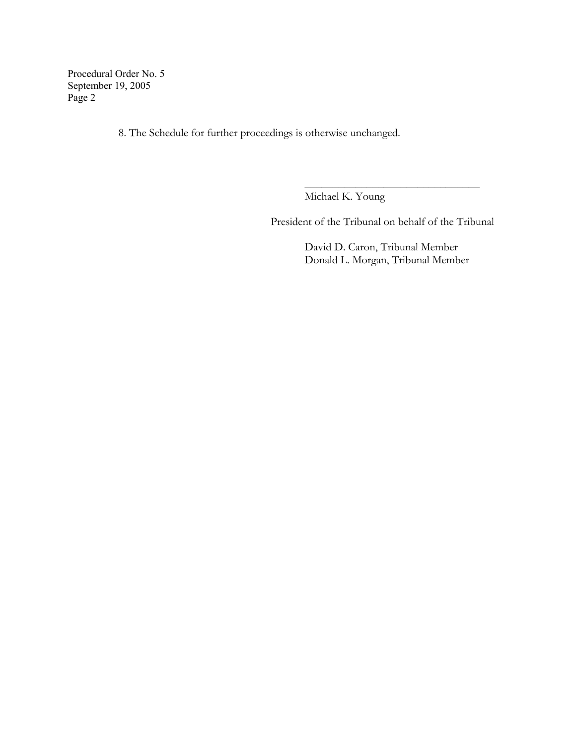8. The Schedule for further proceedings is otherwise unchanged.

\_\_\_\_\_\_\_\_\_\_\_\_\_\_\_\_\_\_\_\_\_\_\_\_\_\_\_\_\_\_\_\_

Michael K. Young

President of the Tribunal on behalf of the Tribunal

David D. Caron, Tribunal Member
Donald L. Morgan, Tribunal Member